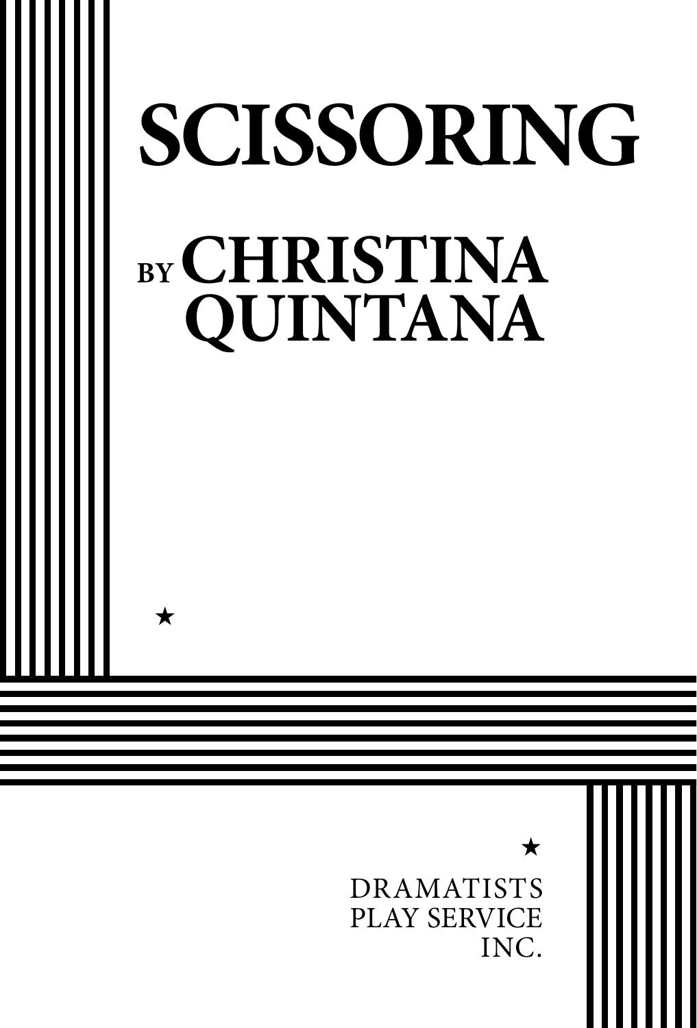# SCISSORING

BY **CHRISTINA QUINTANA**

★

★

DRAMATISTS PLAY SERVICE INC.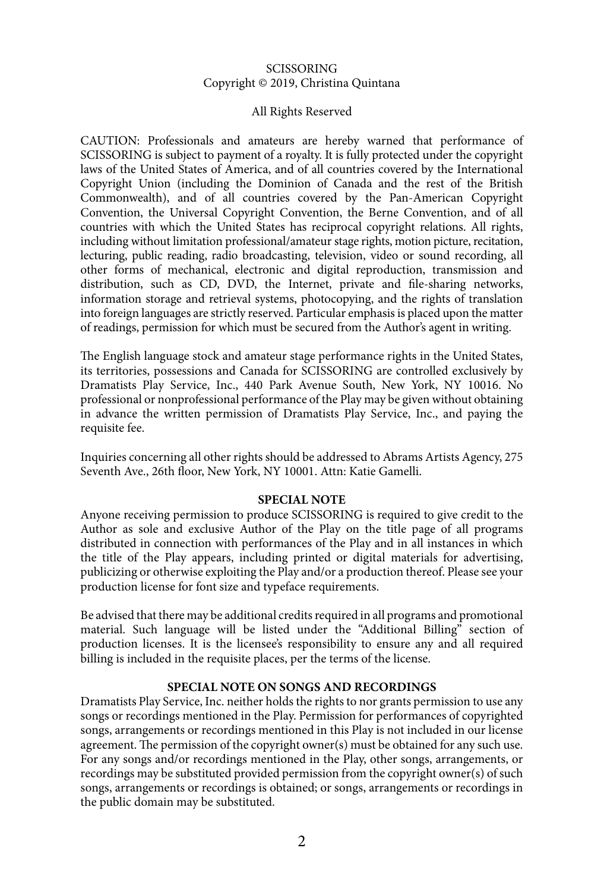SCISSORING
Copyright © 2019, Christina Quintana

All Rights Reserved

CAUTION: Professionals and amateurs are hereby warned that performance of SCISSORING is subject to payment of a royalty. It is fully protected under the copyright laws of the United States of America, and of all countries covered by the International Copyright Union (including the Dominion of Canada and the rest of the British Commonwealth), and of all countries covered by the Pan-American Copyright Convention, the Universal Copyright Convention, the Berne Convention, and of all countries with which the United States has reciprocal copyright relations. All rights, including without limitation professional/amateur stage rights, motion picture, recitation, lecturing, public reading, radio broadcasting, television, video or sound recording, all other forms of mechanical, electronic and digital reproduction, transmission and distribution, such as CD, DVD, the Internet, private and file-sharing networks, information storage and retrieval systems, photocopying, and the rights of translation into foreign languages are strictly reserved. Particular emphasis is placed upon the matter of readings, permission for which must be secured from the Author's agent in writing.

The English language stock and amateur stage performance rights in the United States, its territories, possessions and Canada for SCISSORING are controlled exclusively by Dramatists Play Service, Inc., 440 Park Avenue South, New York, NY 10016. No professional or nonprofessional performance of the Play may be given without obtaining in advance the written permission of Dramatists Play Service, Inc., and paying the requisite fee.

Inquiries concerning all other rights should be addressed to Abrams Artists Agency, 275 Seventh Ave., 26th floor, New York, NY 10001. Attn: Katie Gamelli.

**SPECIAL NOTE**

Anyone receiving permission to produce SCISSORING is required to give credit to the Author as sole and exclusive Author of the Play on the title page of all programs distributed in connection with performances of the Play and in all instances in which the title of the Play appears, including printed or digital materials for advertising, publicizing or otherwise exploiting the Play and/or a production thereof. Please see your production license for font size and typeface requirements.

Be advised that there may be additional credits required in all programs and promotional material. Such language will be listed under the "Additional Billing" section of production licenses. It is the licensee's responsibility to ensure any and all required billing is included in the requisite places, per the terms of the license.

**SPECIAL NOTE ON SONGS AND RECORDINGS**

Dramatists Play Service, Inc. neither holds the rights to nor grants permission to use any songs or recordings mentioned in the Play. Permission for performances of copyrighted songs, arrangements or recordings mentioned in this Play is not included in our license agreement. The permission of the copyright owner(s) must be obtained for any such use. For any songs and/or recordings mentioned in the Play, other songs, arrangements, or recordings may be substituted provided permission from the copyright owner(s) of such songs, arrangements or recordings is obtained; or songs, arrangements or recordings in the public domain may be substituted.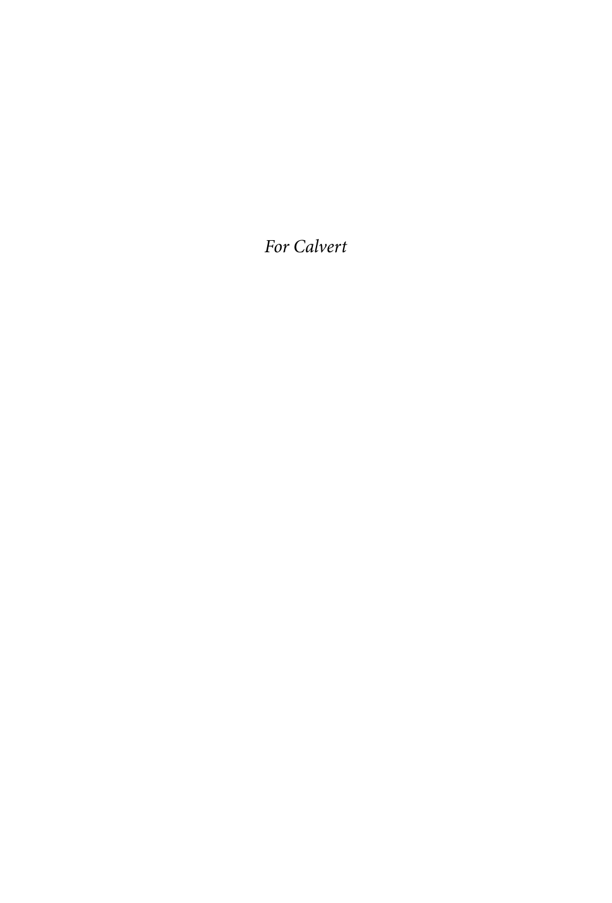*For Calvert*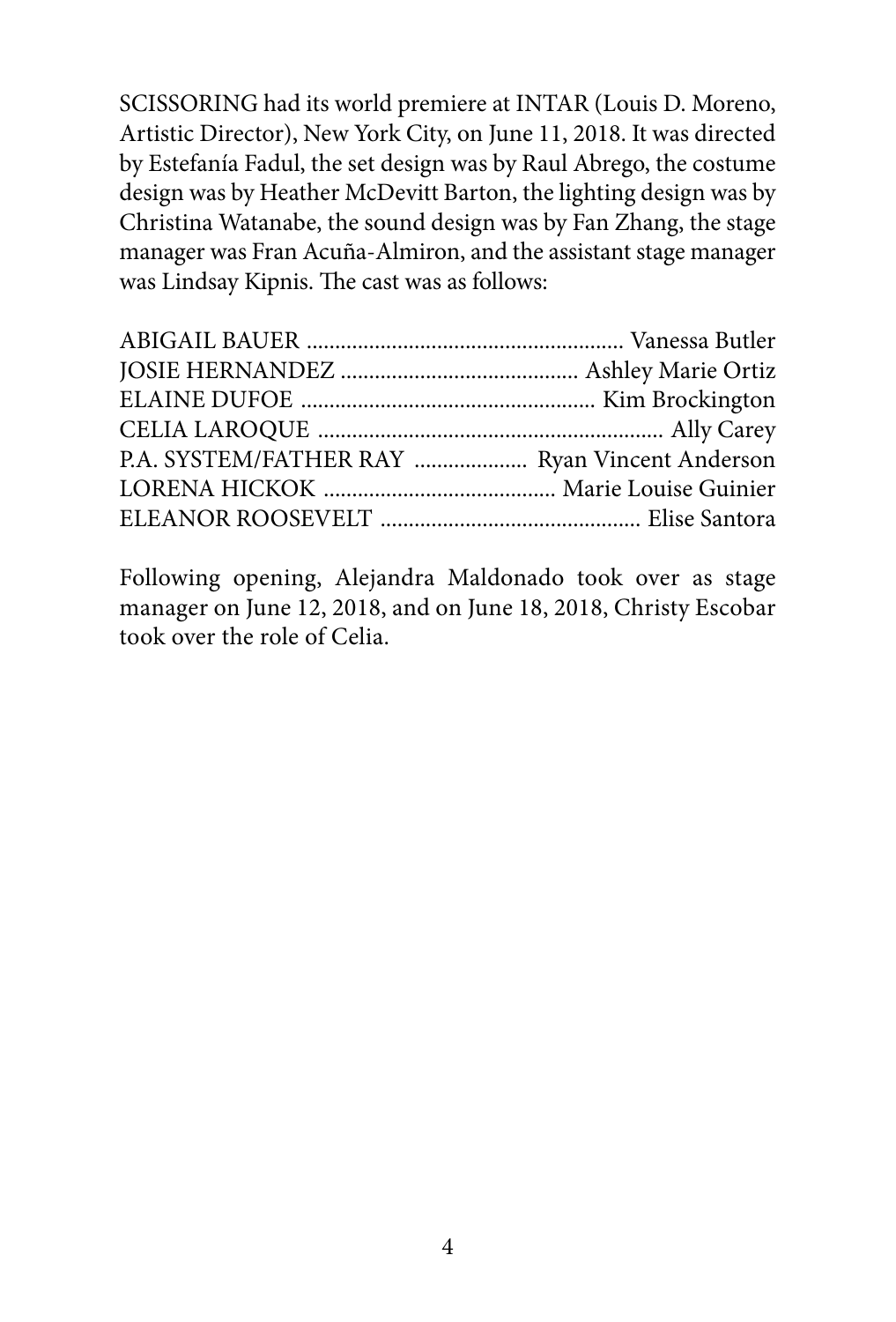SCISSORING had its world premiere at INTAR (Louis D. Moreno, Artistic Director), New York City, on June 11, 2018. It was directed by Estefanía Fadul, the set design was by Raul Abrego, the costume design was by Heather McDevitt Barton, the lighting design was by Christina Watanabe, the sound design was by Fan Zhang, the stage manager was Fran Acuña-Almiron, and the assistant stage manager was Lindsay Kipnis. The cast was as follows:

ABIGAIL BAUER ........................................................ Vanessa Butler
JOSIE HERNANDEZ .......................................... Ashley Marie Ortiz
ELAINE DUFOE .................................................... Kim Brockington
CELIA LAROQUE ............................................................. Ally Carey
P.A. SYSTEM/FATHER RAY .................... Ryan Vincent Anderson
LORENA HICKOK ......................................... Marie Louise Guinier
ELEANOR ROOSEVELT .............................................. Elise Santora

Following opening, Alejandra Maldonado took over as stage manager on June 12, 2018, and on June 18, 2018, Christy Escobar took over the role of Celia.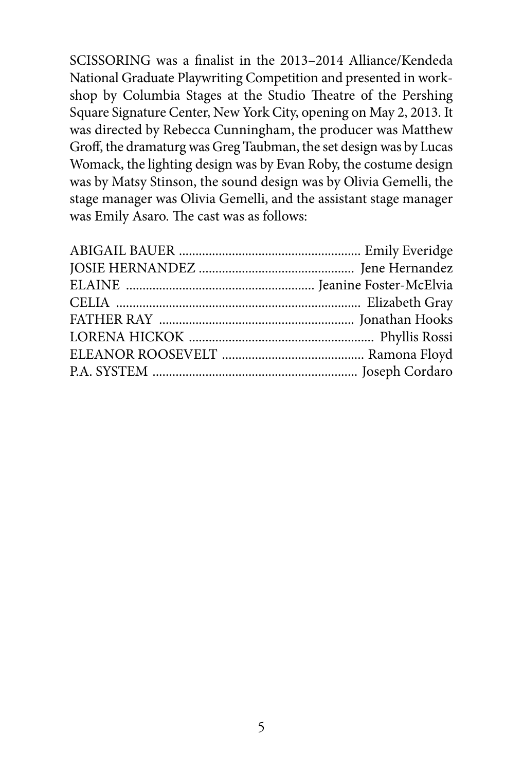SCISSORING was a finalist in the 2013–2014 Alliance/Kendeda National Graduate Playwriting Competition and presented in workshop by Columbia Stages at the Studio Theatre of the Pershing Square Signature Center, New York City, opening on May 2, 2013. It was directed by Rebecca Cunningham, the producer was Matthew Groff, the dramaturg was Greg Taubman, the set design was by Lucas Womack, the lighting design was by Evan Roby, the costume design was by Matsy Stinson, the sound design was by Olivia Gemelli, the stage manager was Olivia Gemelli, and the assistant stage manager was Emily Asaro. The cast was as follows:

ABIGAIL BAUER ........................................................ Emily Everidge  
JOSIE HERNANDEZ ............................................... Jene Hernandez  
ELAINE ......................................................... Jeanine Foster-McElvia  
CELIA .......................................................................... Elizabeth Gray  
FATHER RAY ............................................................ Jonathan Hooks  
LORENA HICKOK ......................................................... Phyllis Rossi  
ELEANOR ROOSEVELT ............................................ Ramona Floyd  
P.A. SYSTEM ............................................................... Joseph Cordaro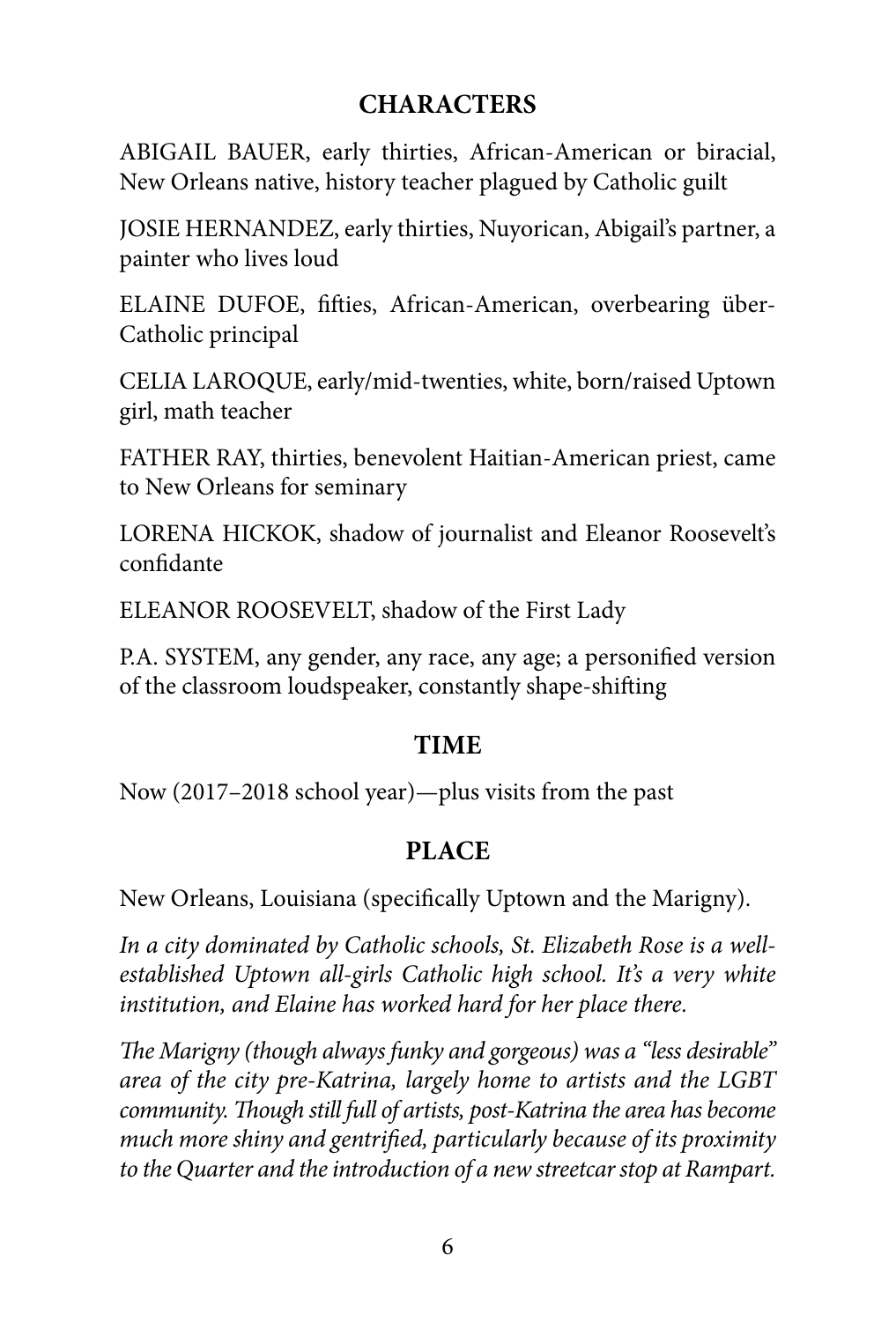## CHARACTERS

ABIGAIL BAUER, early thirties, African-American or biracial, New Orleans native, history teacher plagued by Catholic guilt

JOSIE HERNANDEZ, early thirties, Nuyorican, Abigail's partner, a painter who lives loud

ELAINE DUFOE, fifties, African-American, overbearing über-Catholic principal

CELIA LAROQUE, early/mid-twenties, white, born/raised Uptown girl, math teacher

FATHER RAY, thirties, benevolent Haitian-American priest, came to New Orleans for seminary

LORENA HICKOK, shadow of journalist and Eleanor Roosevelt's confidante

ELEANOR ROOSEVELT, shadow of the First Lady

P.A. SYSTEM, any gender, any race, any age; a personified version of the classroom loudspeaker, constantly shape-shifting

## TIME

Now (2017–2018 school year)—plus visits from the past

## PLACE

New Orleans, Louisiana (specifically Uptown and the Marigny).

*In a city dominated by Catholic schools, St. Elizabeth Rose is a well-established Uptown all-girls Catholic high school. It's a very white institution, and Elaine has worked hard for her place there.*

*The Marigny (though always funky and gorgeous) was a "less desirable" area of the city pre-Katrina, largely home to artists and the LGBT community. Though still full of artists, post-Katrina the area has become much more shiny and gentrified, particularly because of its proximity to the Quarter and the introduction of a new streetcar stop at Rampart.*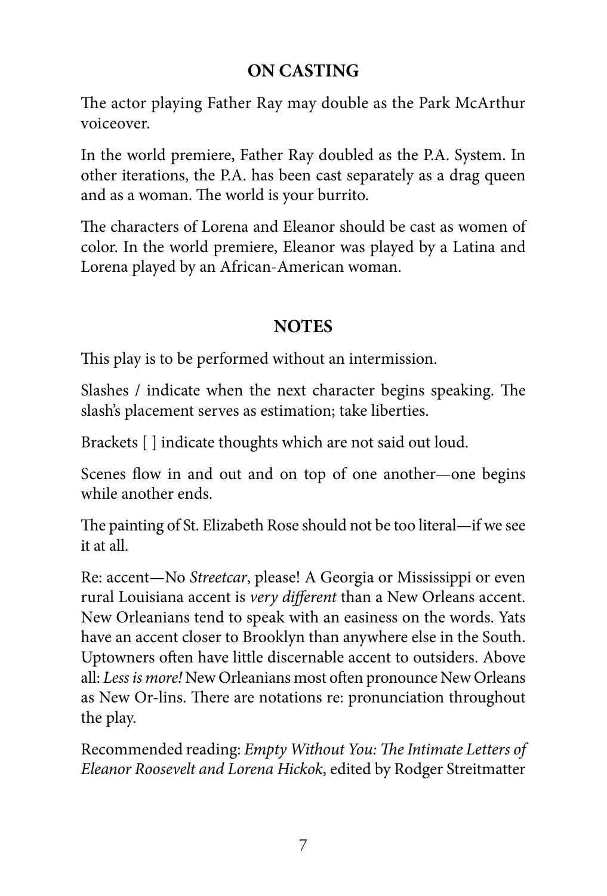## ON CASTING

The actor playing Father Ray may double as the Park McArthur voiceover.

In the world premiere, Father Ray doubled as the P.A. System. In other iterations, the P.A. has been cast separately as a drag queen and as a woman. The world is your burrito.

The characters of Lorena and Eleanor should be cast as women of color. In the world premiere, Eleanor was played by a Latina and Lorena played by an African-American woman.

## NOTES

This play is to be performed without an intermission.

Slashes / indicate when the next character begins speaking. The slash's placement serves as estimation; take liberties.

Brackets [ ] indicate thoughts which are not said out loud.

Scenes flow in and out and on top of one another—one begins while another ends.

The painting of St. Elizabeth Rose should not be too literal—if we see it at all.

Re: accent—No *Streetcar*, please! A Georgia or Mississippi or even rural Louisiana accent is *very different* than a New Orleans accent. New Orleanians tend to speak with an easiness on the words. Yats have an accent closer to Brooklyn than anywhere else in the South. Uptowners often have little discernable accent to outsiders. Above all: *Less is more!* New Orleanians most often pronounce New Orleans as New Or-lins. There are notations re: pronunciation throughout the play.

Recommended reading: *Empty Without You: The Intimate Letters of Eleanor Roosevelt and Lorena Hickok*, edited by Rodger Streitmatter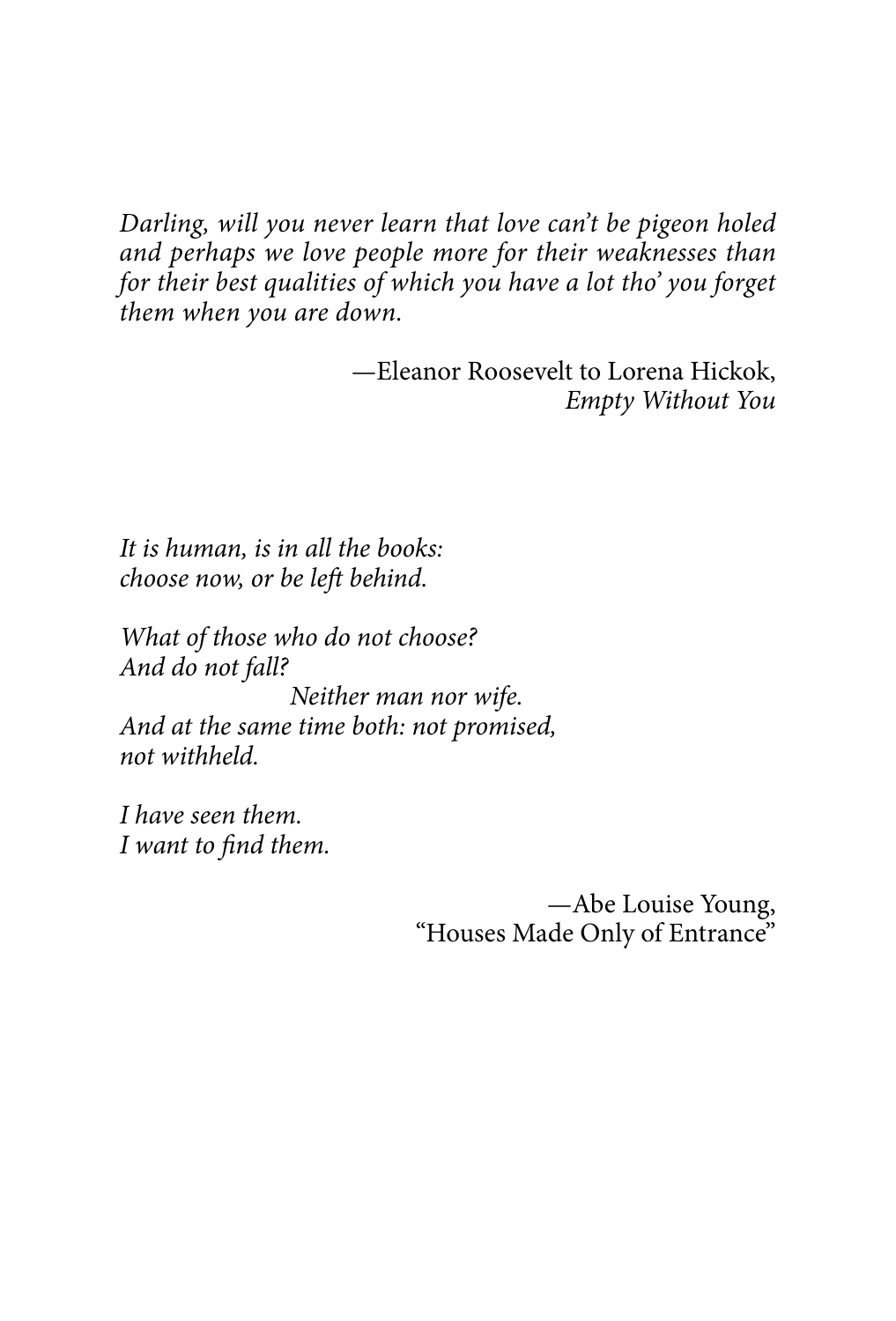*Darling, will you never learn that love can't be pigeon holed and perhaps we love people more for their weaknesses than for their best qualities of which you have a lot tho' you forget them when you are down.*

—Eleanor Roosevelt to Lorena Hickok, *Empty Without You*

*It is human, is in all the books:*
*choose now, or be left behind.*

*What of those who do not choose?*
*And do not fall?*
*Neither man nor wife.*
*And at the same time both: not promised,*
*not withheld.*

*I have seen them.*
*I want to find them.*

—Abe Louise Young, "Houses Made Only of Entrance"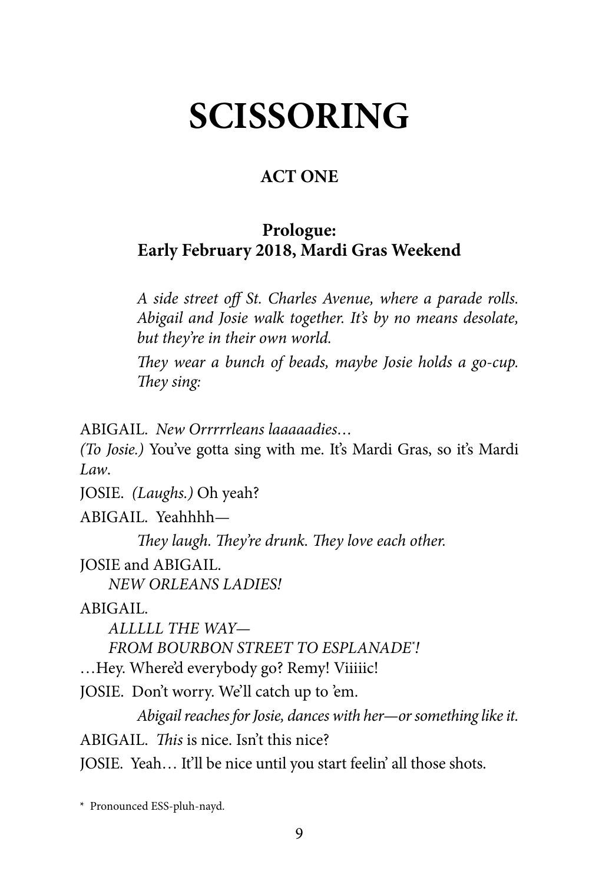# SCISSORING

## ACT ONE

### Prologue: Early February 2018, Mardi Gras Weekend

*A side street off St. Charles Avenue, where a parade rolls. Abigail and Josie walk together. It's by no means desolate, but they're in their own world.*

*They wear a bunch of beads, maybe Josie holds a go-cup. They sing:*

ABIGAIL. *New Orrrrrleans laaaaadies…*
*(To Josie.)* You've gotta sing with me. It's Mardi Gras, so it's Mardi *Law*.

JOSIE. *(Laughs.)* Oh yeah?

ABIGAIL. Yeahhhh—

*They laugh. They're drunk. They love each other.*

JOSIE and ABIGAIL.
*NEW ORLEANS LADIES!*

ABIGAIL.
*ALLLLL THE WAY—*
*FROM BOURBON STREET TO ESPLANADE*\*!*
…Hey. Where'd everybody go? Remy! Viiiiic!

JOSIE. Don't worry. We'll catch up to 'em.

*Abigail reaches for Josie, dances with her—or something like it.*

ABIGAIL. *This* is nice. Isn't this nice?

JOSIE. Yeah… It'll be nice until you start feelin' all those shots.

---

\* Pronounced ESS-pluh-nayd.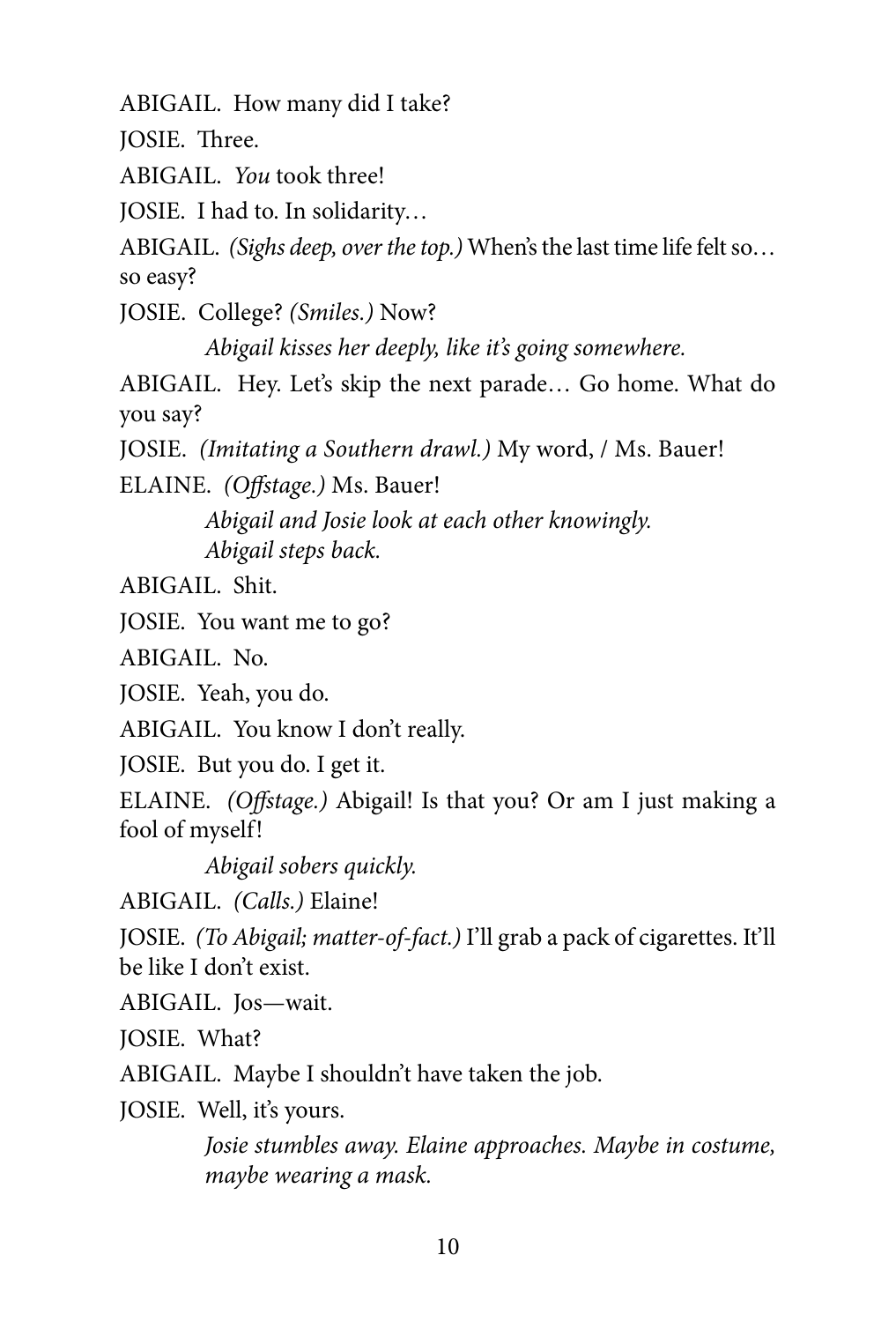ABIGAIL. How many did I take?

JOSIE. Three.

ABIGAIL. *You* took three!

JOSIE. I had to. In solidarity…

ABIGAIL. *(Sighs deep, over the top.)* When's the last time life felt so… so easy?

JOSIE. College? *(Smiles.)* Now?

*Abigail kisses her deeply, like it's going somewhere.*

ABIGAIL. Hey. Let's skip the next parade… Go home. What do you say?

JOSIE. *(Imitating a Southern drawl.)* My word, / Ms. Bauer!

ELAINE. *(Offstage.)* Ms. Bauer!

*Abigail and Josie look at each other knowingly. Abigail steps back.*

ABIGAIL. Shit.

JOSIE. You want me to go?

ABIGAIL. No.

JOSIE. Yeah, you do.

ABIGAIL. You know I don't really.

JOSIE. But you do. I get it.

ELAINE. *(Offstage.)* Abigail! Is that you? Or am I just making a fool of myself!

*Abigail sobers quickly.*

ABIGAIL. *(Calls.)* Elaine!

JOSIE. *(To Abigail; matter-of-fact.)* I'll grab a pack of cigarettes. It'll be like I don't exist.

ABIGAIL. Jos—wait.

JOSIE. What?

ABIGAIL. Maybe I shouldn't have taken the job.

JOSIE. Well, it's yours.

*Josie stumbles away. Elaine approaches. Maybe in costume, maybe wearing a mask.*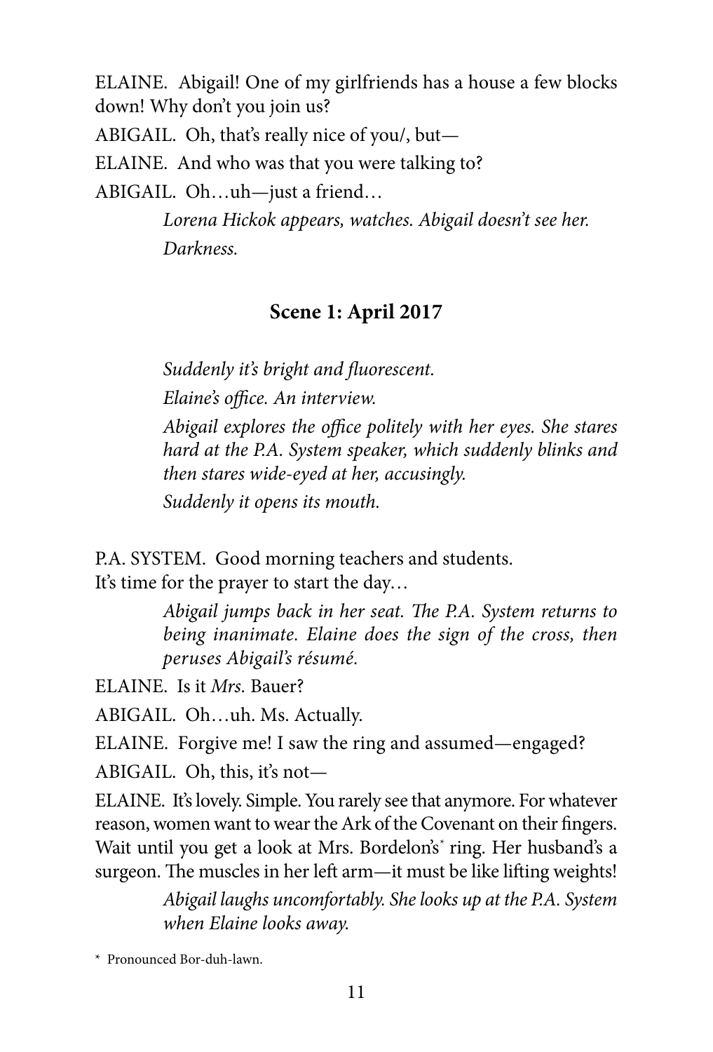ELAINE. Abigail! One of my girlfriends has a house a few blocks down! Why don't you join us?

ABIGAIL. Oh, that's really nice of you/, but—

ELAINE. And who was that you were talking to?

ABIGAIL. Oh…uh—just a friend…

*Lorena Hickok appears, watches. Abigail doesn't see her.*

*Darkness.*

### Scene 1: April 2017

*Suddenly it's bright and fluorescent.*

*Elaine's office. An interview.*

*Abigail explores the office politely with her eyes. She stares hard at the P.A. System speaker, which suddenly blinks and then stares wide-eyed at her, accusingly.*

*Suddenly it opens its mouth.*

P.A. SYSTEM. Good morning teachers and students.
It's time for the prayer to start the day…

*Abigail jumps back in her seat. The P.A. System returns to being inanimate. Elaine does the sign of the cross, then peruses Abigail's résumé.*

ELAINE. Is it *Mrs.* Bauer?

ABIGAIL. Oh…uh. Ms. Actually.

ELAINE. Forgive me! I saw the ring and assumed—engaged?

ABIGAIL. Oh, this, it's not—

ELAINE. It's lovely. Simple. You rarely see that anymore. For whatever reason, women want to wear the Ark of the Covenant on their fingers. Wait until you get a look at Mrs. Bordelon's* ring. Her husband's a surgeon. The muscles in her left arm—it must be like lifting weights!

*Abigail laughs uncomfortably. She looks up at the P.A. System when Elaine looks away.*

\* Pronounced Bor-duh-lawn.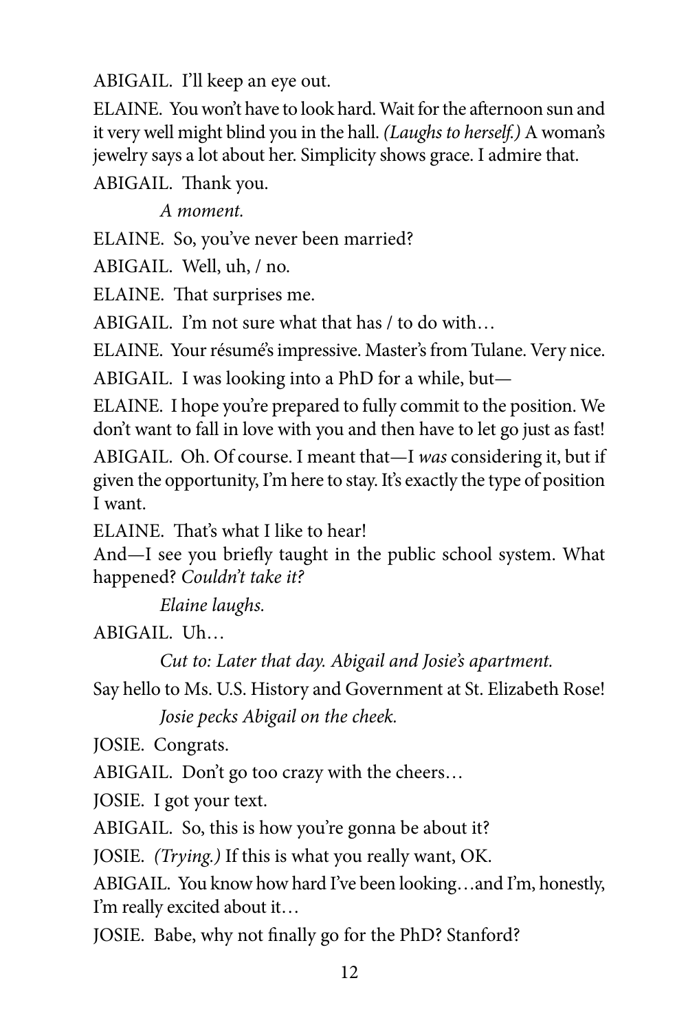ABIGAIL. I'll keep an eye out.

ELAINE. You won't have to look hard. Wait for the afternoon sun and it very well might blind you in the hall. *(Laughs to herself.)* A woman's jewelry says a lot about her. Simplicity shows grace. I admire that.

ABIGAIL. Thank you.

*A moment.*

ELAINE. So, you've never been married?

ABIGAIL. Well, uh, / no.

ELAINE. That surprises me.

ABIGAIL. I'm not sure what that has / to do with…

ELAINE. Your résumé's impressive. Master's from Tulane. Very nice.

ABIGAIL. I was looking into a PhD for a while, but—

ELAINE. I hope you're prepared to fully commit to the position. We don't want to fall in love with you and then have to let go just as fast!

ABIGAIL. Oh. Of course. I meant that—I *was* considering it, but if given the opportunity, I'm here to stay. It's exactly the type of position I want.

ELAINE. That's what I like to hear!
And—I see you briefly taught in the public school system. What happened? *Couldn't take it?*

*Elaine laughs.*

ABIGAIL. Uh…

*Cut to: Later that day. Abigail and Josie's apartment.*

Say hello to Ms. U.S. History and Government at St. Elizabeth Rose!

*Josie pecks Abigail on the cheek.*

JOSIE. Congrats.

ABIGAIL. Don't go too crazy with the cheers…

JOSIE. I got your text.

ABIGAIL. So, this is how you're gonna be about it?

JOSIE. *(Trying.)* If this is what you really want, OK.

ABIGAIL. You know how hard I've been looking…and I'm, honestly, I'm really excited about it…

JOSIE. Babe, why not finally go for the PhD? Stanford?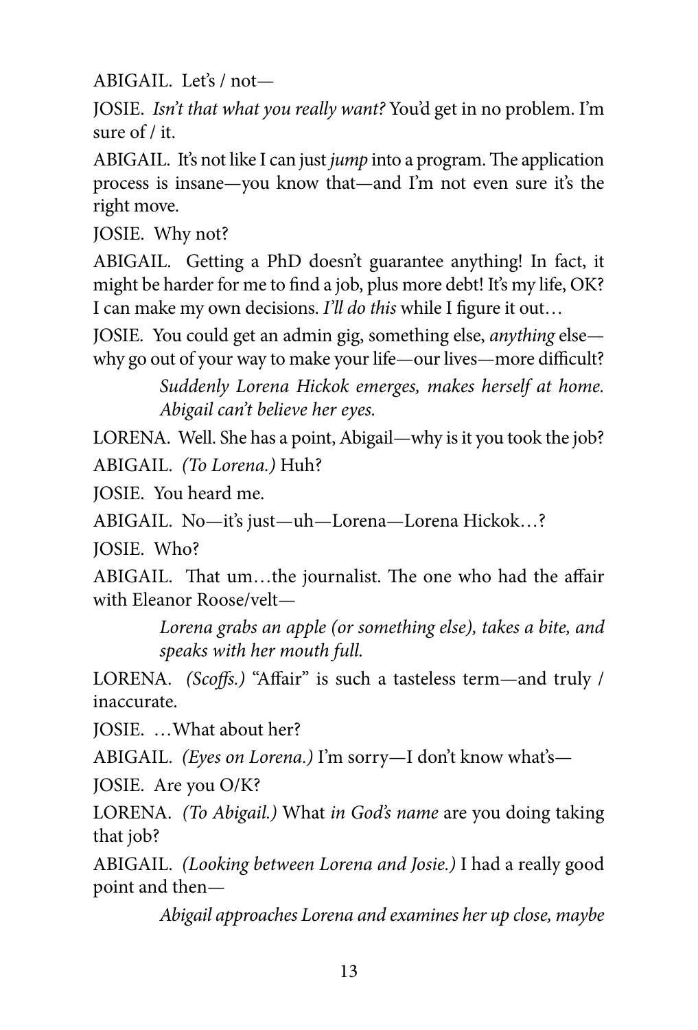ABIGAIL. Let's / not—

JOSIE. *Isn't that what you really want?* You'd get in no problem. I'm sure of / it.

ABIGAIL. It's not like I can just *jump* into a program. The application process is insane—you know that—and I'm not even sure it's the right move.

JOSIE. Why not?

ABIGAIL. Getting a PhD doesn't guarantee anything! In fact, it might be harder for me to find a job, plus more debt! It's my life, OK? I can make my own decisions. *I'll do this* while I figure it out…

JOSIE. You could get an admin gig, something else, *anything* else—why go out of your way to make your life—our lives—more difficult?

> *Suddenly Lorena Hickok emerges, makes herself at home. Abigail can't believe her eyes.*

LORENA. Well. She has a point, Abigail—why is it you took the job?

ABIGAIL. *(To Lorena.)* Huh?

JOSIE. You heard me.

ABIGAIL. No—it's just—uh—Lorena—Lorena Hickok…?

JOSIE. Who?

ABIGAIL. That um…the journalist. The one who had the affair with Eleanor Roose/velt—

> *Lorena grabs an apple (or something else), takes a bite, and speaks with her mouth full.*

LORENA. *(Scoffs.)* "Affair" is such a tasteless term—and truly / inaccurate.

JOSIE. …What about her?

ABIGAIL. *(Eyes on Lorena.)* I'm sorry—I don't know what's—

JOSIE. Are you O/K?

LORENA. *(To Abigail.)* What *in God's name* are you doing taking that job?

ABIGAIL. *(Looking between Lorena and Josie.)* I had a really good point and then—

> *Abigail approaches Lorena and examines her up close, maybe*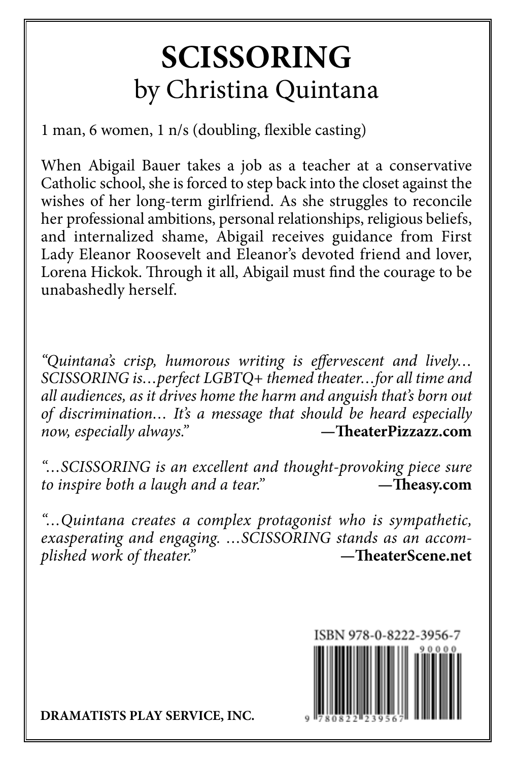# SCISSORING

## by Christina Quintana

1 man, 6 women, 1 n/s (doubling, flexible casting)

When Abigail Bauer takes a job as a teacher at a conservative Catholic school, she is forced to step back into the closet against the wishes of her long-term girlfriend. As she struggles to reconcile her professional ambitions, personal relationships, religious beliefs, and internalized shame, Abigail receives guidance from First Lady Eleanor Roosevelt and Eleanor's devoted friend and lover, Lorena Hickok. Through it all, Abigail must find the courage to be unabashedly herself.

*"Quintana's crisp, humorous writing is effervescent and lively… SCISSORING is…perfect LGBTQ+ themed theater…for all time and all audiences, as it drives home the harm and anguish that's born out of discrimination… It's a message that should be heard especially now, especially always."* **—TheaterPizzazz.com**

*"…SCISSORING is an excellent and thought-provoking piece sure to inspire both a laugh and a tear."* **—Theasy.com**

*"…Quintana creates a complex protagonist who is sympathetic, exasperating and engaging. …SCISSORING stands as an accomplished work of theater."* **—TheaterScene.net**

ISBN 978-0-8222-3956-7

90000

9 780822 239567

**DRAMATISTS PLAY SERVICE, INC.**